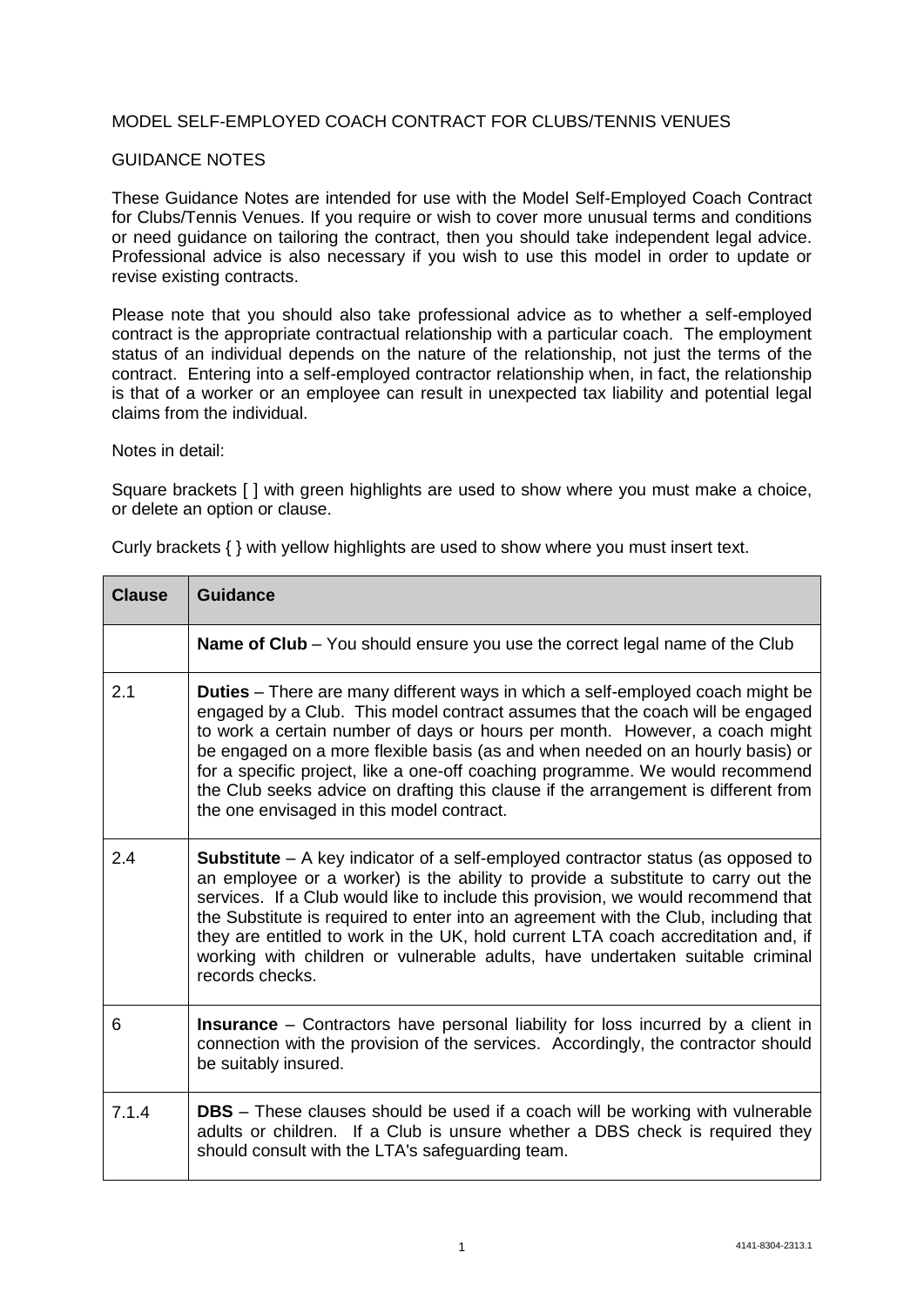MODEL SELF-EMPLOYED COACH CONTRACT FOR CLUBS/TENNIS VENUES

GUIDANCE NOTES

These Guidance Notes are intended for use with the Model Self-Employed Coach Contract for Clubs/Tennis Venues. If you require or wish to cover more unusual terms and conditions or need guidance on tailoring the contract, then you should take independent legal advice. Professional advice is also necessary if you wish to use this model in order to update or revise existing contracts.

Please note that you should also take professional advice as to whether a self-employed contract is the appropriate contractual relationship with a particular coach. The employment status of an individual depends on the nature of the relationship, not just the terms of the contract. Entering into a self-employed contractor relationship when, in fact, the relationship is that of a worker or an employee can result in unexpected tax liability and potential legal claims from the individual.

Notes in detail:

Square brackets [ ] with green highlights are used to show where you must make a choice, or delete an option or clause.

Curly brackets { } with yellow highlights are used to show where you must insert text.

| Clause | Guidance |
| --- | --- |
| | **Name of Club** – You should ensure you use the correct legal name of the Club |
| 2.1 | **Duties** – There are many different ways in which a self-employed coach might be engaged by a Club. This model contract assumes that the coach will be engaged to work a certain number of days or hours per month. However, a coach might be engaged on a more flexible basis (as and when needed on an hourly basis) or for a specific project, like a one-off coaching programme. We would recommend the Club seeks advice on drafting this clause if the arrangement is different from the one envisaged in this model contract. |
| 2.4 | **Substitute** – A key indicator of a self-employed contractor status (as opposed to an employee or a worker) is the ability to provide a substitute to carry out the services. If a Club would like to include this provision, we would recommend that the Substitute is required to enter into an agreement with the Club, including that they are entitled to work in the UK, hold current LTA coach accreditation and, if working with children or vulnerable adults, have undertaken suitable criminal records checks. |
| 6 | **Insurance** – Contractors have personal liability for loss incurred by a client in connection with the provision of the services. Accordingly, the contractor should be suitably insured. |
| 7.1.4 | **DBS** – These clauses should be used if a coach will be working with vulnerable adults or children. If a Club is unsure whether a DBS check is required they should consult with the LTA's safeguarding team. |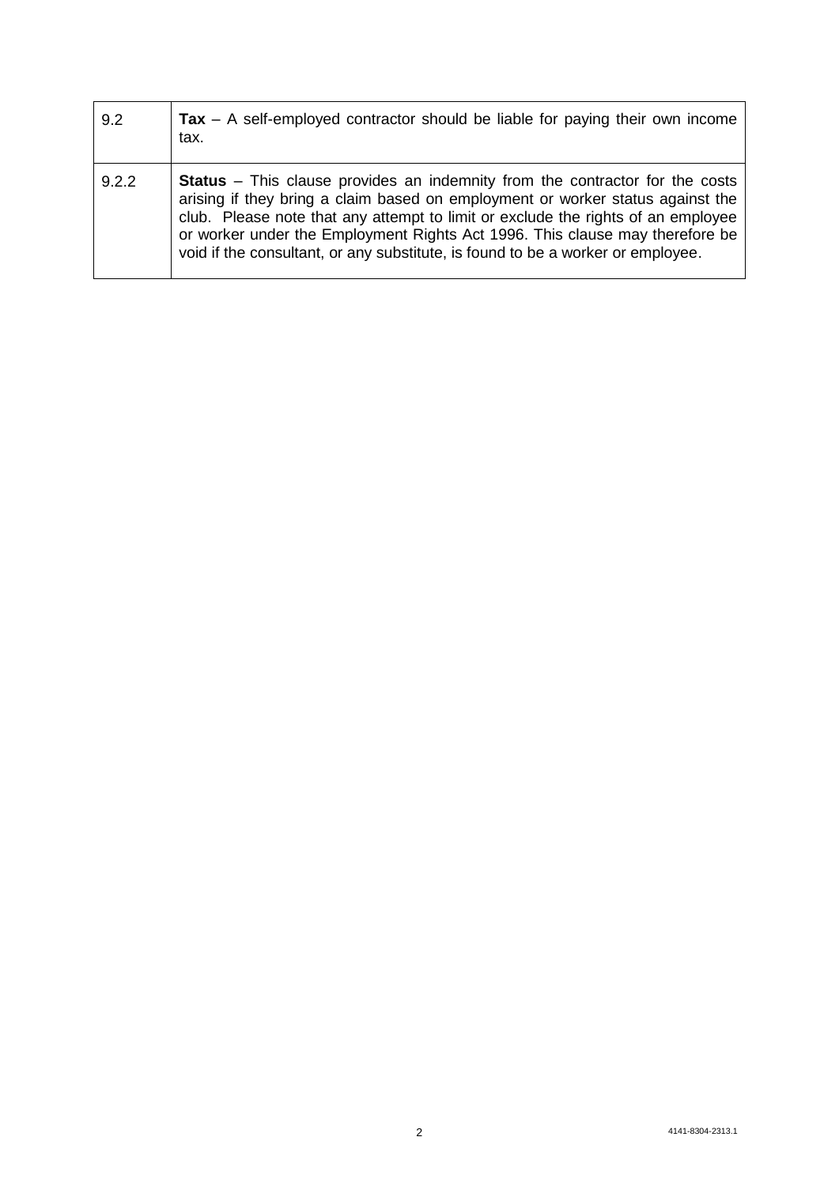| | |
|---|---|
| 9.2 | **Tax** – A self-employed contractor should be liable for paying their own income tax. |
| 9.2.2 | **Status** – This clause provides an indemnity from the contractor for the costs arising if they bring a claim based on employment or worker status against the club. Please note that any attempt to limit or exclude the rights of an employee or worker under the Employment Rights Act 1996. This clause may therefore be void if the consultant, or any substitute, is found to be a worker or employee. |

4141-8304-2313.1